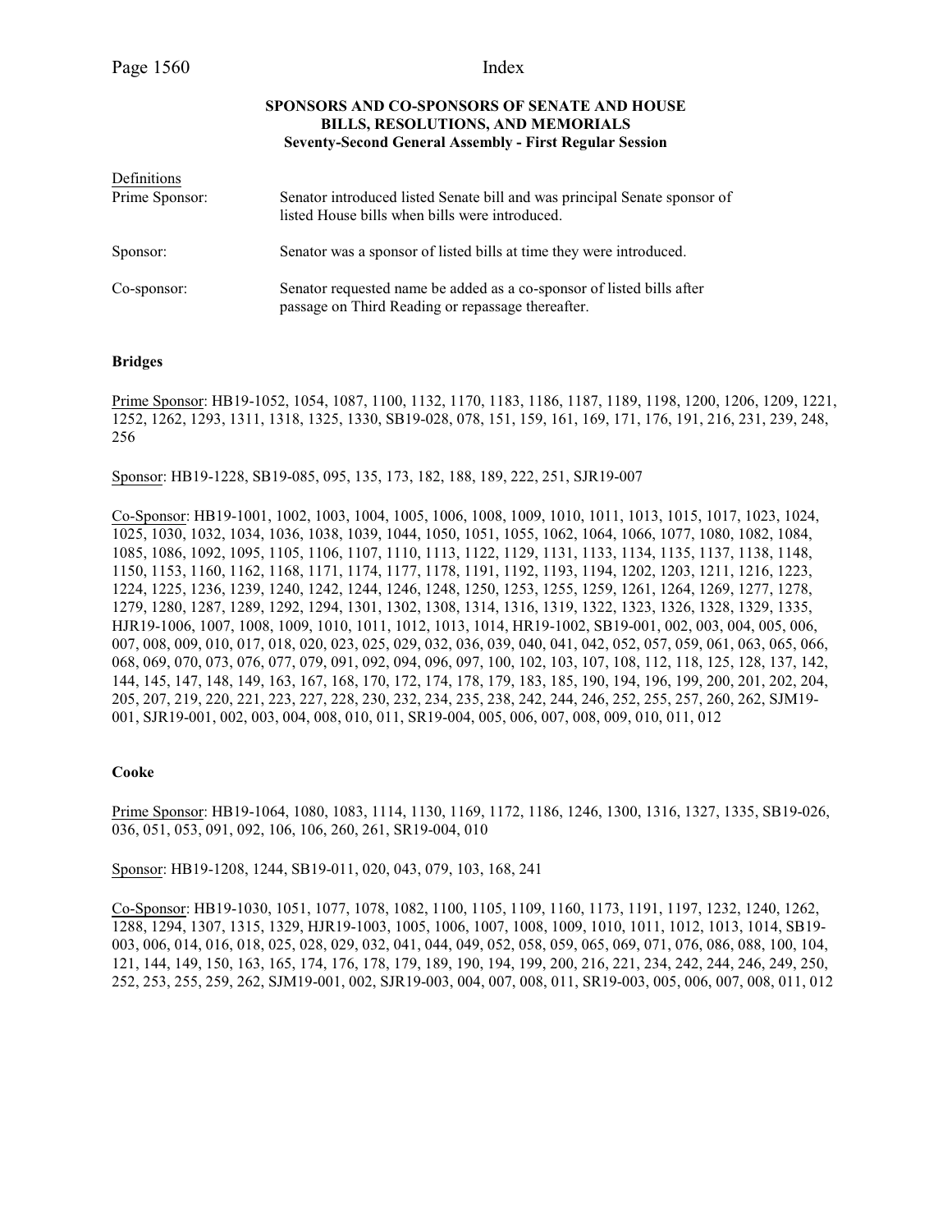### SPONSORS AND CO-SPONSORS OF SENATE AND HOUSE BILLS, RESOLUTIONS, AND MEMORIALS
### Seventy-Second General Assembly - First Regular Session

Definitions

| | |
|---|---|
| Prime Sponsor: | Senator introduced listed Senate bill and was principal Senate sponsor of listed House bills when bills were introduced. |
| Sponsor: | Senator was a sponsor of listed bills at time they were introduced. |
| Co-sponsor: | Senator requested name be added as a co-sponsor of listed bills after passage on Third Reading or repassage thereafter. |

**Bridges**

Prime Sponsor: HB19-1052, 1054, 1087, 1100, 1132, 1170, 1183, 1186, 1187, 1189, 1198, 1200, 1206, 1209, 1221, 1252, 1262, 1293, 1311, 1318, 1325, 1330, SB19-028, 078, 151, 159, 161, 169, 171, 176, 191, 216, 231, 239, 248, 256

Sponsor: HB19-1228, SB19-085, 095, 135, 173, 182, 188, 189, 222, 251, SJR19-007

Co-Sponsor: HB19-1001, 1002, 1003, 1004, 1005, 1006, 1008, 1009, 1010, 1011, 1013, 1015, 1017, 1023, 1024, 1025, 1030, 1032, 1034, 1036, 1038, 1039, 1044, 1050, 1051, 1055, 1062, 1064, 1066, 1077, 1080, 1082, 1084, 1085, 1086, 1092, 1095, 1105, 1106, 1107, 1110, 1113, 1122, 1129, 1131, 1133, 1134, 1135, 1137, 1138, 1148, 1150, 1153, 1160, 1162, 1168, 1171, 1174, 1177, 1178, 1191, 1192, 1193, 1194, 1202, 1203, 1211, 1216, 1223, 1224, 1225, 1236, 1239, 1240, 1242, 1244, 1246, 1248, 1250, 1253, 1255, 1259, 1261, 1264, 1269, 1277, 1278, 1279, 1280, 1287, 1289, 1292, 1294, 1301, 1302, 1308, 1314, 1316, 1319, 1322, 1323, 1326, 1328, 1329, 1335, HJR19-1006, 1007, 1008, 1009, 1010, 1011, 1012, 1013, 1014, HR19-1002, SB19-001, 002, 003, 004, 005, 006, 007, 008, 009, 010, 017, 018, 020, 023, 025, 029, 032, 036, 039, 040, 041, 042, 052, 057, 059, 061, 063, 065, 066, 068, 069, 070, 073, 076, 077, 079, 091, 092, 094, 096, 097, 100, 102, 103, 107, 108, 112, 118, 125, 128, 137, 142, 144, 145, 147, 148, 149, 163, 167, 168, 170, 172, 174, 178, 179, 183, 185, 190, 194, 196, 199, 200, 201, 202, 204, 205, 207, 219, 220, 221, 223, 227, 228, 230, 232, 234, 235, 238, 242, 244, 246, 252, 255, 257, 260, 262, SJM19-001, SJR19-001, 002, 003, 004, 008, 010, 011, SR19-004, 005, 006, 007, 008, 009, 010, 011, 012

**Cooke**

Prime Sponsor: HB19-1064, 1080, 1083, 1114, 1130, 1169, 1172, 1186, 1246, 1300, 1316, 1327, 1335, SB19-026, 036, 051, 053, 091, 092, 106, 106, 260, 261, SR19-004, 010

Sponsor: HB19-1208, 1244, SB19-011, 020, 043, 079, 103, 168, 241

Co-Sponsor: HB19-1030, 1051, 1077, 1078, 1082, 1100, 1105, 1109, 1160, 1173, 1191, 1197, 1232, 1240, 1262, 1288, 1294, 1307, 1315, 1329, HJR19-1003, 1005, 1006, 1007, 1008, 1009, 1010, 1011, 1012, 1013, 1014, SB19-003, 006, 014, 016, 018, 025, 028, 029, 032, 041, 044, 049, 052, 058, 059, 065, 069, 071, 076, 086, 088, 100, 104, 121, 144, 149, 150, 163, 165, 174, 176, 178, 179, 189, 190, 194, 199, 200, 216, 221, 234, 242, 244, 246, 249, 250, 252, 253, 255, 259, 262, SJM19-001, 002, SJR19-003, 004, 007, 008, 011, SR19-003, 005, 006, 007, 008, 011, 012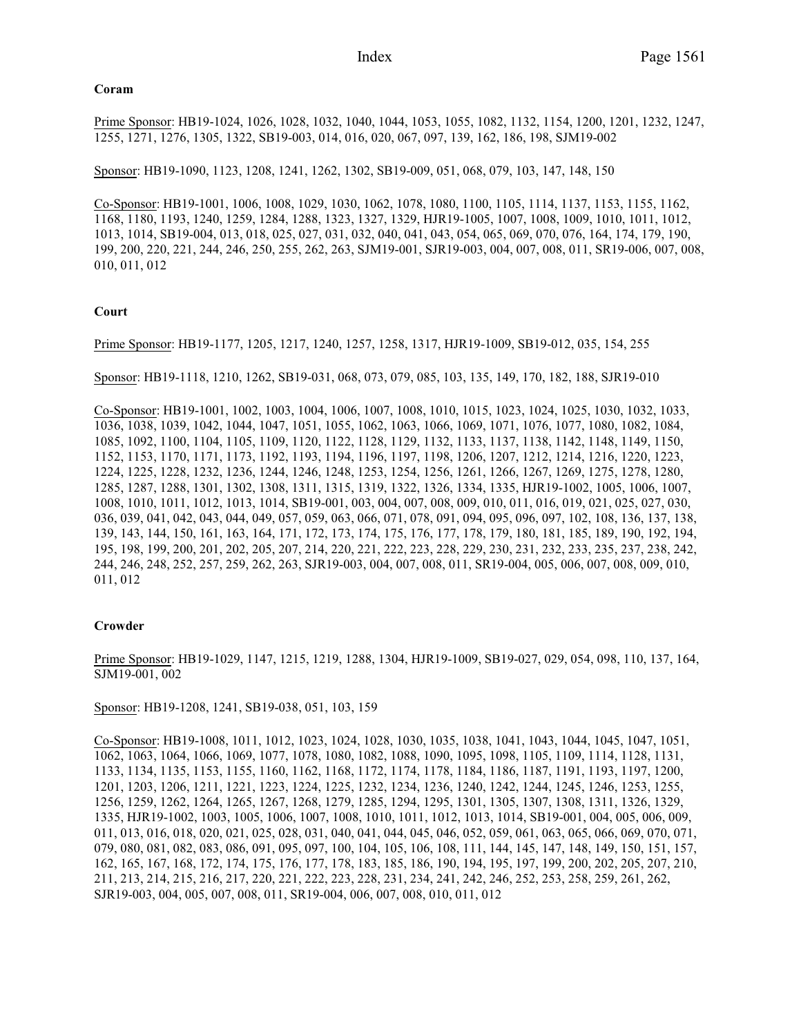**Coram**

Prime Sponsor: HB19-1024, 1026, 1028, 1032, 1040, 1044, 1053, 1055, 1082, 1132, 1154, 1200, 1201, 1232, 1247, 1255, 1271, 1276, 1305, 1322, SB19-003, 014, 016, 020, 067, 097, 139, 162, 186, 198, SJM19-002

Sponsor: HB19-1090, 1123, 1208, 1241, 1262, 1302, SB19-009, 051, 068, 079, 103, 147, 148, 150

Co-Sponsor: HB19-1001, 1006, 1008, 1029, 1030, 1062, 1078, 1080, 1100, 1105, 1114, 1137, 1153, 1155, 1162, 1168, 1180, 1193, 1240, 1259, 1284, 1288, 1323, 1327, 1329, HJR19-1005, 1007, 1008, 1009, 1010, 1011, 1012, 1013, 1014, SB19-004, 013, 018, 025, 027, 031, 032, 040, 041, 043, 054, 065, 069, 070, 076, 164, 174, 179, 190, 199, 200, 220, 221, 244, 246, 250, 255, 262, 263, SJM19-001, SJR19-003, 004, 007, 008, 011, SR19-006, 007, 008, 010, 011, 012

**Court**

Prime Sponsor: HB19-1177, 1205, 1217, 1240, 1257, 1258, 1317, HJR19-1009, SB19-012, 035, 154, 255

Sponsor: HB19-1118, 1210, 1262, SB19-031, 068, 073, 079, 085, 103, 135, 149, 170, 182, 188, SJR19-010

Co-Sponsor: HB19-1001, 1002, 1003, 1004, 1006, 1007, 1008, 1010, 1015, 1023, 1024, 1025, 1030, 1032, 1033, 1036, 1038, 1039, 1042, 1044, 1047, 1051, 1055, 1062, 1063, 1066, 1069, 1071, 1076, 1077, 1080, 1082, 1084, 1085, 1092, 1100, 1104, 1105, 1109, 1120, 1122, 1128, 1129, 1132, 1133, 1137, 1138, 1142, 1148, 1149, 1150, 1152, 1153, 1170, 1171, 1173, 1192, 1193, 1194, 1196, 1197, 1198, 1206, 1207, 1212, 1214, 1216, 1220, 1223, 1224, 1225, 1228, 1232, 1236, 1244, 1246, 1248, 1253, 1254, 1256, 1261, 1266, 1267, 1269, 1275, 1278, 1280, 1285, 1287, 1288, 1301, 1302, 1308, 1311, 1315, 1319, 1322, 1326, 1334, 1335, HJR19-1002, 1005, 1006, 1007, 1008, 1010, 1011, 1012, 1013, 1014, SB19-001, 003, 004, 007, 008, 009, 010, 011, 016, 019, 021, 025, 027, 030, 036, 039, 041, 042, 043, 044, 049, 057, 059, 063, 066, 071, 078, 091, 094, 095, 096, 097, 102, 108, 136, 137, 138, 139, 143, 144, 150, 161, 163, 164, 171, 172, 173, 174, 175, 176, 177, 178, 179, 180, 181, 185, 189, 190, 192, 194, 195, 198, 199, 200, 201, 202, 205, 207, 214, 220, 221, 222, 223, 228, 229, 230, 231, 232, 233, 235, 237, 238, 242, 244, 246, 248, 252, 257, 259, 262, 263, SJR19-003, 004, 007, 008, 011, SR19-004, 005, 006, 007, 008, 009, 010, 011, 012

**Crowder**

Prime Sponsor: HB19-1029, 1147, 1215, 1219, 1288, 1304, HJR19-1009, SB19-027, 029, 054, 098, 110, 137, 164, SJM19-001, 002

Sponsor: HB19-1208, 1241, SB19-038, 051, 103, 159

Co-Sponsor: HB19-1008, 1011, 1012, 1023, 1024, 1028, 1030, 1035, 1038, 1041, 1043, 1044, 1045, 1047, 1051, 1062, 1063, 1064, 1066, 1069, 1077, 1078, 1080, 1082, 1088, 1090, 1095, 1098, 1105, 1109, 1114, 1128, 1131, 1133, 1134, 1135, 1153, 1155, 1160, 1162, 1168, 1172, 1174, 1178, 1184, 1186, 1187, 1191, 1193, 1197, 1200, 1201, 1203, 1206, 1211, 1221, 1223, 1224, 1225, 1232, 1234, 1236, 1240, 1242, 1244, 1245, 1246, 1253, 1255, 1256, 1259, 1262, 1264, 1265, 1267, 1268, 1279, 1285, 1294, 1295, 1301, 1305, 1307, 1308, 1311, 1326, 1329, 1335, HJR19-1002, 1003, 1005, 1006, 1007, 1008, 1010, 1011, 1012, 1013, 1014, SB19-001, 004, 005, 006, 009, 011, 013, 016, 018, 020, 021, 025, 028, 031, 040, 041, 044, 045, 046, 052, 059, 061, 063, 065, 066, 069, 070, 071, 079, 080, 081, 082, 083, 086, 091, 095, 097, 100, 104, 105, 106, 108, 111, 144, 145, 147, 148, 149, 150, 151, 157, 162, 165, 167, 168, 172, 174, 175, 176, 177, 178, 183, 185, 186, 190, 194, 195, 197, 199, 200, 202, 205, 207, 210, 211, 213, 214, 215, 216, 217, 220, 221, 222, 223, 228, 231, 234, 241, 242, 246, 252, 253, 258, 259, 261, 262, SJR19-003, 004, 005, 007, 008, 011, SR19-004, 006, 007, 008, 010, 011, 012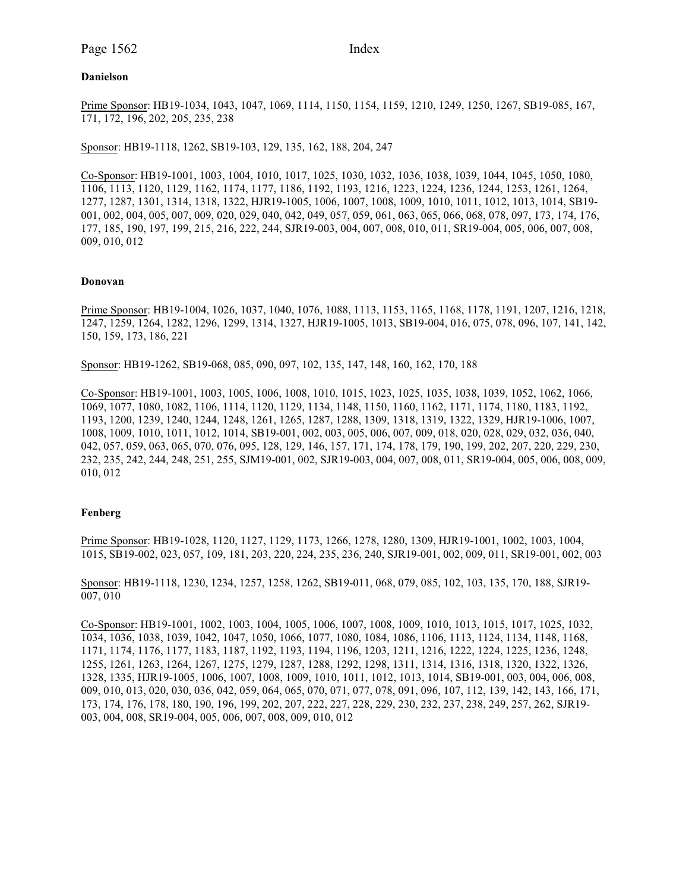**Danielson**

Prime Sponsor: HB19-1034, 1043, 1047, 1069, 1114, 1150, 1154, 1159, 1210, 1249, 1250, 1267, SB19-085, 167, 171, 172, 196, 202, 205, 235, 238

Sponsor: HB19-1118, 1262, SB19-103, 129, 135, 162, 188, 204, 247

Co-Sponsor: HB19-1001, 1003, 1004, 1010, 1017, 1025, 1030, 1032, 1036, 1038, 1039, 1044, 1045, 1050, 1080, 1106, 1113, 1120, 1129, 1162, 1174, 1177, 1186, 1192, 1193, 1216, 1223, 1224, 1236, 1244, 1253, 1261, 1264, 1277, 1287, 1301, 1314, 1318, 1322, HJR19-1005, 1006, 1007, 1008, 1009, 1010, 1011, 1012, 1013, 1014, SB19-001, 002, 004, 005, 007, 009, 020, 029, 040, 042, 049, 057, 059, 061, 063, 065, 066, 068, 078, 097, 173, 174, 176, 177, 185, 190, 197, 199, 215, 216, 222, 244, SJR19-003, 004, 007, 008, 010, 011, SR19-004, 005, 006, 007, 008, 009, 010, 012

**Donovan**

Prime Sponsor: HB19-1004, 1026, 1037, 1040, 1076, 1088, 1113, 1153, 1165, 1168, 1178, 1191, 1207, 1216, 1218, 1247, 1259, 1264, 1282, 1296, 1299, 1314, 1327, HJR19-1005, 1013, SB19-004, 016, 075, 078, 096, 107, 141, 142, 150, 159, 173, 186, 221

Sponsor: HB19-1262, SB19-068, 085, 090, 097, 102, 135, 147, 148, 160, 162, 170, 188

Co-Sponsor: HB19-1001, 1003, 1005, 1006, 1008, 1010, 1015, 1023, 1025, 1035, 1038, 1039, 1052, 1062, 1066, 1069, 1077, 1080, 1082, 1106, 1114, 1120, 1129, 1134, 1148, 1150, 1160, 1162, 1171, 1174, 1180, 1183, 1192, 1193, 1200, 1239, 1240, 1244, 1248, 1261, 1265, 1287, 1288, 1309, 1318, 1319, 1322, 1329, HJR19-1006, 1007, 1008, 1009, 1010, 1011, 1012, 1014, SB19-001, 002, 003, 005, 006, 007, 009, 018, 020, 028, 029, 032, 036, 040, 042, 057, 059, 063, 065, 070, 076, 095, 128, 129, 146, 157, 171, 174, 178, 179, 190, 199, 202, 207, 220, 229, 230, 232, 235, 242, 244, 248, 251, 255, SJM19-001, 002, SJR19-003, 004, 007, 008, 011, SR19-004, 005, 006, 008, 009, 010, 012

**Fenberg**

Prime Sponsor: HB19-1028, 1120, 1127, 1129, 1173, 1266, 1278, 1280, 1309, HJR19-1001, 1002, 1003, 1004, 1015, SB19-002, 023, 057, 109, 181, 203, 220, 224, 235, 236, 240, SJR19-001, 002, 009, 011, SR19-001, 002, 003

Sponsor: HB19-1118, 1230, 1234, 1257, 1258, 1262, SB19-011, 068, 079, 085, 102, 103, 135, 170, 188, SJR19-007, 010

Co-Sponsor: HB19-1001, 1002, 1003, 1004, 1005, 1006, 1007, 1008, 1009, 1010, 1013, 1015, 1017, 1025, 1032, 1034, 1036, 1038, 1039, 1042, 1047, 1050, 1066, 1077, 1080, 1084, 1086, 1106, 1113, 1124, 1134, 1148, 1168, 1171, 1174, 1176, 1177, 1183, 1187, 1192, 1193, 1194, 1196, 1203, 1211, 1216, 1222, 1224, 1225, 1236, 1248, 1255, 1261, 1263, 1264, 1267, 1275, 1279, 1287, 1288, 1292, 1298, 1311, 1314, 1316, 1318, 1320, 1322, 1326, 1328, 1335, HJR19-1005, 1006, 1007, 1008, 1009, 1010, 1011, 1012, 1013, 1014, SB19-001, 003, 004, 006, 008, 009, 010, 013, 020, 030, 036, 042, 059, 064, 065, 070, 071, 077, 078, 091, 096, 107, 112, 139, 142, 143, 166, 171, 173, 174, 176, 178, 180, 190, 196, 199, 202, 207, 222, 227, 228, 229, 230, 232, 237, 238, 249, 257, 262, SJR19-003, 004, 008, SR19-004, 005, 006, 007, 008, 009, 010, 012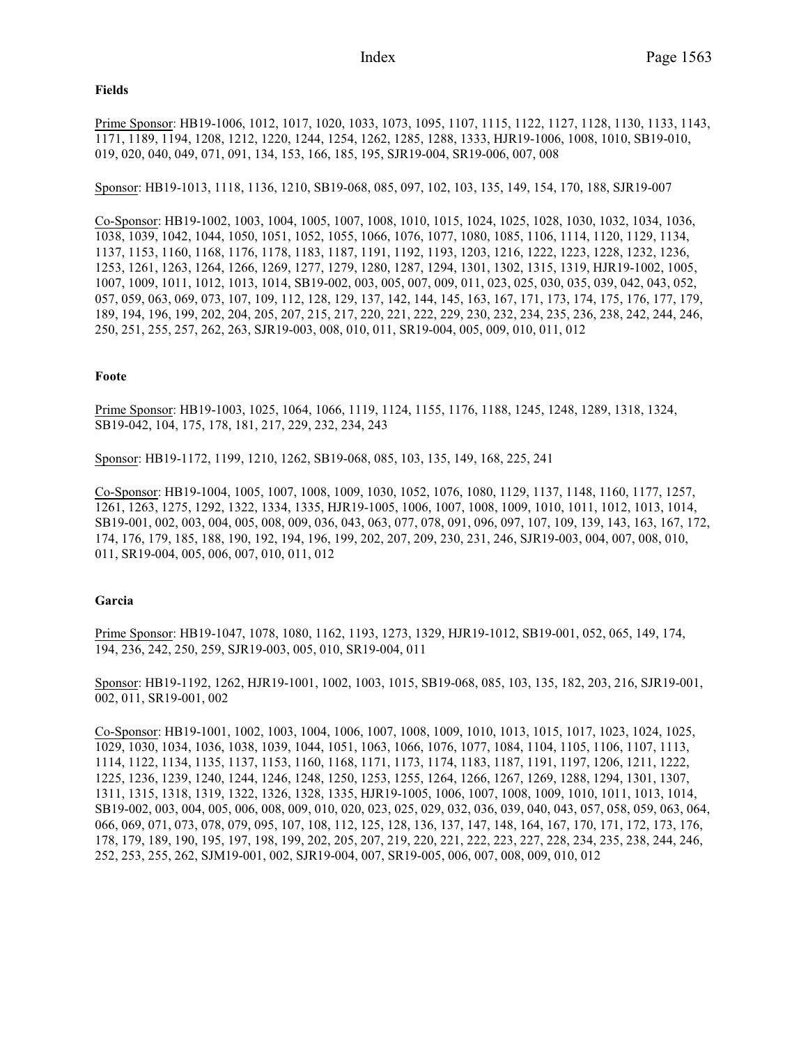**Fields**

Prime Sponsor: HB19-1006, 1012, 1017, 1020, 1033, 1073, 1095, 1107, 1115, 1122, 1127, 1128, 1130, 1133, 1143, 1171, 1189, 1194, 1208, 1212, 1220, 1244, 1254, 1262, 1285, 1288, 1333, HJR19-1006, 1008, 1010, SB19-010, 019, 020, 040, 049, 071, 091, 134, 153, 166, 185, 195, SJR19-004, SR19-006, 007, 008

Sponsor: HB19-1013, 1118, 1136, 1210, SB19-068, 085, 097, 102, 103, 135, 149, 154, 170, 188, SJR19-007

Co-Sponsor: HB19-1002, 1003, 1004, 1005, 1007, 1008, 1010, 1015, 1024, 1025, 1028, 1030, 1032, 1034, 1036, 1038, 1039, 1042, 1044, 1050, 1051, 1052, 1055, 1066, 1076, 1077, 1080, 1085, 1106, 1114, 1120, 1129, 1134, 1137, 1153, 1160, 1168, 1176, 1178, 1183, 1187, 1191, 1192, 1193, 1203, 1216, 1222, 1223, 1228, 1232, 1236, 1253, 1261, 1263, 1264, 1266, 1269, 1277, 1279, 1280, 1287, 1294, 1301, 1302, 1315, 1319, HJR19-1002, 1005, 1007, 1009, 1011, 1012, 1013, 1014, SB19-002, 003, 005, 007, 009, 011, 023, 025, 030, 035, 039, 042, 043, 052, 057, 059, 063, 069, 073, 107, 109, 112, 128, 129, 137, 142, 144, 145, 163, 167, 171, 173, 174, 175, 176, 177, 179, 189, 194, 196, 199, 202, 204, 205, 207, 215, 217, 220, 221, 222, 229, 230, 232, 234, 235, 236, 238, 242, 244, 246, 250, 251, 255, 257, 262, 263, SJR19-003, 008, 010, 011, SR19-004, 005, 009, 010, 011, 012

**Foote**

Prime Sponsor: HB19-1003, 1025, 1064, 1066, 1119, 1124, 1155, 1176, 1188, 1245, 1248, 1289, 1318, 1324, SB19-042, 104, 175, 178, 181, 217, 229, 232, 234, 243

Sponsor: HB19-1172, 1199, 1210, 1262, SB19-068, 085, 103, 135, 149, 168, 225, 241

Co-Sponsor: HB19-1004, 1005, 1007, 1008, 1009, 1030, 1052, 1076, 1080, 1129, 1137, 1148, 1160, 1177, 1257, 1261, 1263, 1275, 1292, 1322, 1334, 1335, HJR19-1005, 1006, 1007, 1008, 1009, 1010, 1011, 1012, 1013, 1014, SB19-001, 002, 003, 004, 005, 008, 009, 036, 043, 063, 077, 078, 091, 096, 097, 107, 109, 139, 143, 163, 167, 172, 174, 176, 179, 185, 188, 190, 192, 194, 196, 199, 202, 207, 209, 230, 231, 246, SJR19-003, 004, 007, 008, 010, 011, SR19-004, 005, 006, 007, 010, 011, 012

**Garcia**

Prime Sponsor: HB19-1047, 1078, 1080, 1162, 1193, 1273, 1329, HJR19-1012, SB19-001, 052, 065, 149, 174, 194, 236, 242, 250, 259, SJR19-003, 005, 010, SR19-004, 011

Sponsor: HB19-1192, 1262, HJR19-1001, 1002, 1003, 1015, SB19-068, 085, 103, 135, 182, 203, 216, SJR19-001, 002, 011, SR19-001, 002

Co-Sponsor: HB19-1001, 1002, 1003, 1004, 1006, 1007, 1008, 1009, 1010, 1013, 1015, 1017, 1023, 1024, 1025, 1029, 1030, 1034, 1036, 1038, 1039, 1044, 1051, 1063, 1066, 1076, 1077, 1084, 1104, 1105, 1106, 1107, 1113, 1114, 1122, 1134, 1135, 1137, 1153, 1160, 1168, 1171, 1173, 1174, 1183, 1187, 1191, 1197, 1206, 1211, 1222, 1225, 1236, 1239, 1240, 1244, 1246, 1248, 1250, 1253, 1255, 1264, 1266, 1267, 1269, 1288, 1294, 1301, 1307, 1311, 1315, 1318, 1319, 1322, 1326, 1328, 1335, HJR19-1005, 1006, 1007, 1008, 1009, 1010, 1011, 1013, 1014, SB19-002, 003, 004, 005, 006, 008, 009, 010, 020, 023, 025, 029, 032, 036, 039, 040, 043, 057, 058, 059, 063, 064, 066, 069, 071, 073, 078, 079, 095, 107, 108, 112, 125, 128, 136, 137, 147, 148, 164, 167, 170, 171, 172, 173, 176, 178, 179, 189, 190, 195, 197, 198, 199, 202, 205, 207, 219, 220, 221, 222, 223, 227, 228, 234, 235, 238, 244, 246, 252, 253, 255, 262, SJM19-001, 002, SJR19-004, 007, SR19-005, 006, 007, 008, 009, 010, 012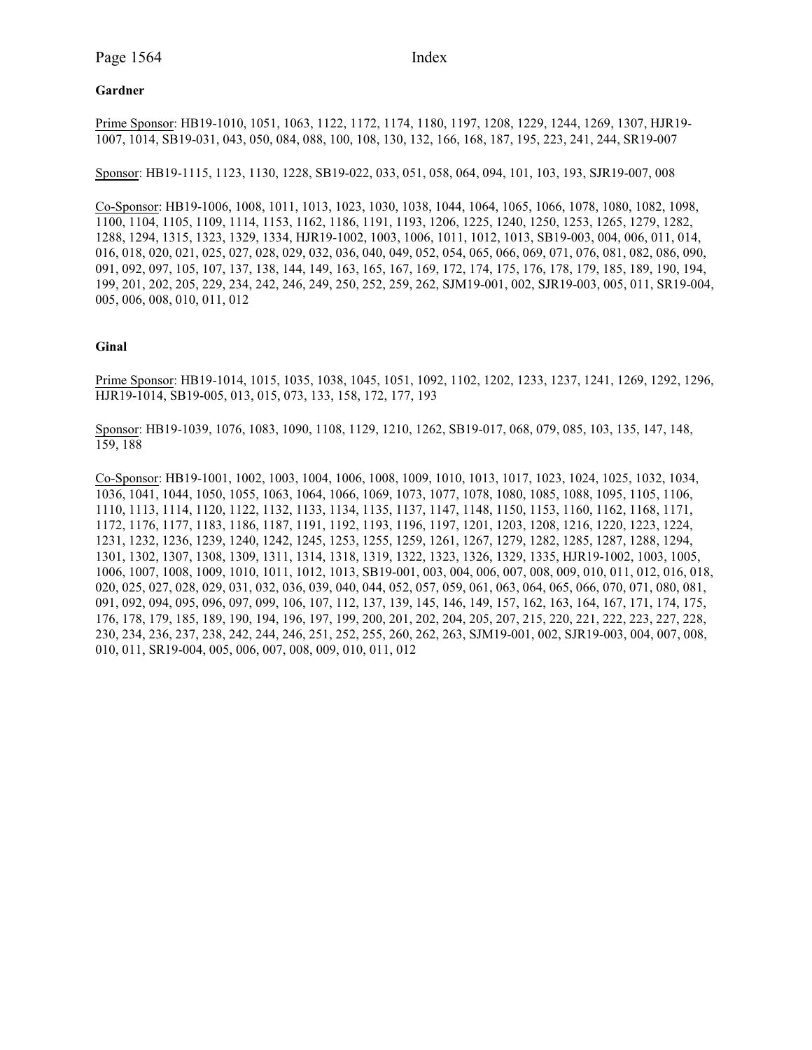**Gardner**

Prime Sponsor: HB19-1010, 1051, 1063, 1122, 1172, 1174, 1180, 1197, 1208, 1229, 1244, 1269, 1307, HJR19-1007, 1014, SB19-031, 043, 050, 084, 088, 100, 108, 130, 132, 166, 168, 187, 195, 223, 241, 244, SR19-007

Sponsor: HB19-1115, 1123, 1130, 1228, SB19-022, 033, 051, 058, 064, 094, 101, 103, 193, SJR19-007, 008

Co-Sponsor: HB19-1006, 1008, 1011, 1013, 1023, 1030, 1038, 1044, 1064, 1065, 1066, 1078, 1080, 1082, 1098, 1100, 1104, 1105, 1109, 1114, 1153, 1162, 1186, 1191, 1193, 1206, 1225, 1240, 1250, 1253, 1265, 1279, 1282, 1288, 1294, 1315, 1323, 1329, 1334, HJR19-1002, 1003, 1006, 1011, 1012, 1013, SB19-003, 004, 006, 011, 014, 016, 018, 020, 021, 025, 027, 028, 029, 032, 036, 040, 049, 052, 054, 065, 066, 069, 071, 076, 081, 082, 086, 090, 091, 092, 097, 105, 107, 137, 138, 144, 149, 163, 165, 167, 169, 172, 174, 175, 176, 178, 179, 185, 189, 190, 194, 199, 201, 202, 205, 229, 234, 242, 246, 249, 250, 252, 259, 262, SJM19-001, 002, SJR19-003, 005, 011, SR19-004, 005, 006, 008, 010, 011, 012

**Ginal**

Prime Sponsor: HB19-1014, 1015, 1035, 1038, 1045, 1051, 1092, 1102, 1202, 1233, 1237, 1241, 1269, 1292, 1296, HJR19-1014, SB19-005, 013, 015, 073, 133, 158, 172, 177, 193

Sponsor: HB19-1039, 1076, 1083, 1090, 1108, 1129, 1210, 1262, SB19-017, 068, 079, 085, 103, 135, 147, 148, 159, 188

Co-Sponsor: HB19-1001, 1002, 1003, 1004, 1006, 1008, 1009, 1010, 1013, 1017, 1023, 1024, 1025, 1032, 1034, 1036, 1041, 1044, 1050, 1055, 1063, 1064, 1066, 1069, 1073, 1077, 1078, 1080, 1085, 1088, 1095, 1105, 1106, 1110, 1113, 1114, 1120, 1122, 1132, 1133, 1134, 1135, 1137, 1147, 1148, 1150, 1153, 1160, 1162, 1168, 1171, 1172, 1176, 1177, 1183, 1186, 1187, 1191, 1192, 1193, 1196, 1197, 1201, 1203, 1208, 1216, 1220, 1223, 1224, 1231, 1232, 1236, 1239, 1240, 1242, 1245, 1253, 1255, 1259, 1261, 1267, 1279, 1282, 1285, 1287, 1288, 1294, 1301, 1302, 1307, 1308, 1309, 1311, 1314, 1318, 1319, 1322, 1323, 1326, 1329, 1335, HJR19-1002, 1003, 1005, 1006, 1007, 1008, 1009, 1010, 1011, 1012, 1013, SB19-001, 003, 004, 006, 007, 008, 009, 010, 011, 012, 016, 018, 020, 025, 027, 028, 029, 031, 032, 036, 039, 040, 044, 052, 057, 059, 061, 063, 064, 065, 066, 070, 071, 080, 081, 091, 092, 094, 095, 096, 097, 099, 106, 107, 112, 137, 139, 145, 146, 149, 157, 162, 163, 164, 167, 171, 174, 175, 176, 178, 179, 185, 189, 190, 194, 196, 197, 199, 200, 201, 202, 204, 205, 207, 215, 220, 221, 222, 223, 227, 228, 230, 234, 236, 237, 238, 242, 244, 246, 251, 252, 255, 260, 262, 263, SJM19-001, 002, SJR19-003, 004, 007, 008, 010, 011, SR19-004, 005, 006, 007, 008, 009, 010, 011, 012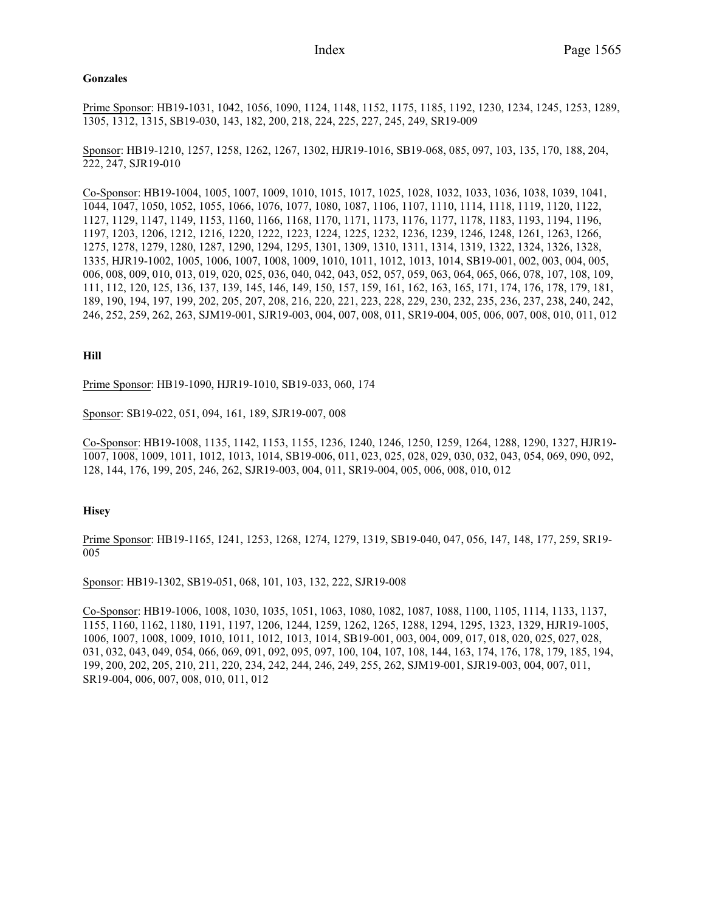**Gonzales**

Prime Sponsor: HB19-1031, 1042, 1056, 1090, 1124, 1148, 1152, 1175, 1185, 1192, 1230, 1234, 1245, 1253, 1289, 1305, 1312, 1315, SB19-030, 143, 182, 200, 218, 224, 225, 227, 245, 249, SR19-009

Sponsor: HB19-1210, 1257, 1258, 1262, 1267, 1302, HJR19-1016, SB19-068, 085, 097, 103, 135, 170, 188, 204, 222, 247, SJR19-010

Co-Sponsor: HB19-1004, 1005, 1007, 1009, 1010, 1015, 1017, 1025, 1028, 1032, 1033, 1036, 1038, 1039, 1041, 1044, 1047, 1050, 1052, 1055, 1066, 1076, 1077, 1080, 1087, 1106, 1107, 1110, 1114, 1118, 1119, 1120, 1122, 1127, 1129, 1147, 1149, 1153, 1160, 1166, 1168, 1170, 1171, 1173, 1176, 1177, 1178, 1183, 1193, 1194, 1196, 1197, 1203, 1206, 1212, 1216, 1220, 1222, 1223, 1224, 1225, 1232, 1236, 1239, 1246, 1248, 1261, 1263, 1266, 1275, 1278, 1279, 1280, 1287, 1290, 1294, 1295, 1301, 1309, 1310, 1311, 1314, 1319, 1322, 1324, 1326, 1328, 1335, HJR19-1002, 1005, 1006, 1007, 1008, 1009, 1010, 1011, 1012, 1013, 1014, SB19-001, 002, 003, 004, 005, 006, 008, 009, 010, 013, 019, 020, 025, 036, 040, 042, 043, 052, 057, 059, 063, 064, 065, 066, 078, 107, 108, 109, 111, 112, 120, 125, 136, 137, 139, 145, 146, 149, 150, 157, 159, 161, 162, 163, 165, 171, 174, 176, 178, 179, 181, 189, 190, 194, 197, 199, 202, 205, 207, 208, 216, 220, 221, 223, 228, 229, 230, 232, 235, 236, 237, 238, 240, 242, 246, 252, 259, 262, 263, SJM19-001, SJR19-003, 004, 007, 008, 011, SR19-004, 005, 006, 007, 008, 010, 011, 012

**Hill**

Prime Sponsor: HB19-1090, HJR19-1010, SB19-033, 060, 174

Sponsor: SB19-022, 051, 094, 161, 189, SJR19-007, 008

Co-Sponsor: HB19-1008, 1135, 1142, 1153, 1155, 1236, 1240, 1246, 1250, 1259, 1264, 1288, 1290, 1327, HJR19-1007, 1008, 1009, 1011, 1012, 1013, 1014, SB19-006, 011, 023, 025, 028, 029, 030, 032, 043, 054, 069, 090, 092, 128, 144, 176, 199, 205, 246, 262, SJR19-003, 004, 011, SR19-004, 005, 006, 008, 010, 012

**Hisey**

Prime Sponsor: HB19-1165, 1241, 1253, 1268, 1274, 1279, 1319, SB19-040, 047, 056, 147, 148, 177, 259, SR19-005

Sponsor: HB19-1302, SB19-051, 068, 101, 103, 132, 222, SJR19-008

Co-Sponsor: HB19-1006, 1008, 1030, 1035, 1051, 1063, 1080, 1082, 1087, 1088, 1100, 1105, 1114, 1133, 1137, 1155, 1160, 1162, 1180, 1191, 1197, 1206, 1244, 1259, 1262, 1265, 1288, 1294, 1295, 1323, 1329, HJR19-1005, 1006, 1007, 1008, 1009, 1010, 1011, 1012, 1013, 1014, SB19-001, 003, 004, 009, 017, 018, 020, 025, 027, 028, 031, 032, 043, 049, 054, 066, 069, 091, 092, 095, 097, 100, 104, 107, 108, 144, 163, 174, 176, 178, 179, 185, 194, 199, 200, 202, 205, 210, 211, 220, 234, 242, 244, 246, 249, 255, 262, SJM19-001, SJR19-003, 004, 007, 011, SR19-004, 006, 007, 008, 010, 011, 012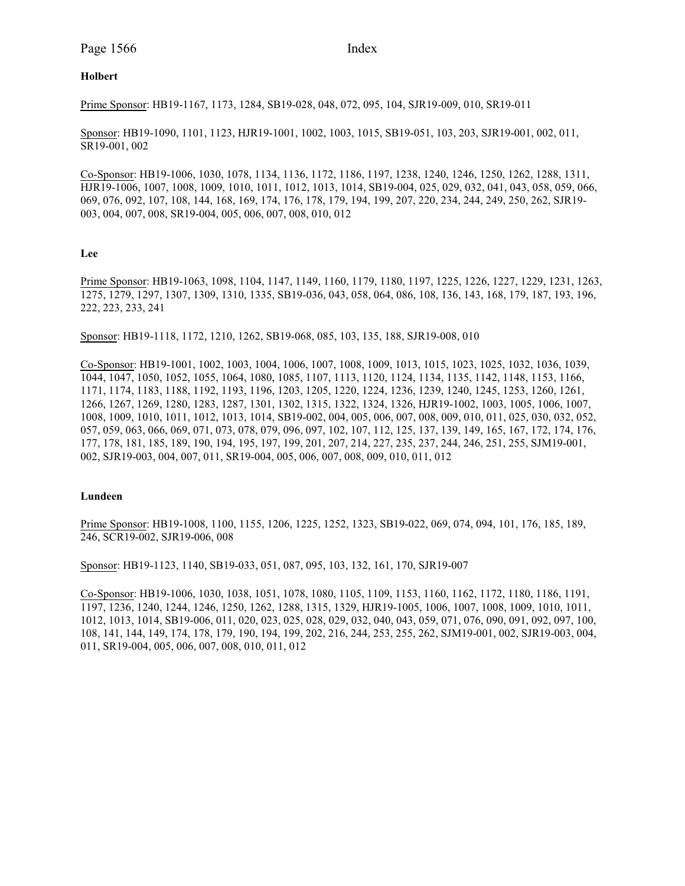**Holbert**

Prime Sponsor: HB19-1167, 1173, 1284, SB19-028, 048, 072, 095, 104, SJR19-009, 010, SR19-011

Sponsor: HB19-1090, 1101, 1123, HJR19-1001, 1002, 1003, 1015, SB19-051, 103, 203, SJR19-001, 002, 011, SR19-001, 002

Co-Sponsor: HB19-1006, 1030, 1078, 1134, 1136, 1172, 1186, 1197, 1238, 1240, 1246, 1250, 1262, 1288, 1311, HJR19-1006, 1007, 1008, 1009, 1010, 1011, 1012, 1013, 1014, SB19-004, 025, 029, 032, 041, 043, 058, 059, 066, 069, 076, 092, 107, 108, 144, 168, 169, 174, 176, 178, 179, 194, 199, 207, 220, 234, 244, 249, 250, 262, SJR19-003, 004, 007, 008, SR19-004, 005, 006, 007, 008, 010, 012

**Lee**

Prime Sponsor: HB19-1063, 1098, 1104, 1147, 1149, 1160, 1179, 1180, 1197, 1225, 1226, 1227, 1229, 1231, 1263, 1275, 1279, 1297, 1307, 1309, 1310, 1335, SB19-036, 043, 058, 064, 086, 108, 136, 143, 168, 179, 187, 193, 196, 222, 223, 233, 241

Sponsor: HB19-1118, 1172, 1210, 1262, SB19-068, 085, 103, 135, 188, SJR19-008, 010

Co-Sponsor: HB19-1001, 1002, 1003, 1004, 1006, 1007, 1008, 1009, 1013, 1015, 1023, 1025, 1032, 1036, 1039, 1044, 1047, 1050, 1052, 1055, 1064, 1080, 1085, 1107, 1113, 1120, 1124, 1134, 1135, 1142, 1148, 1153, 1166, 1171, 1174, 1183, 1188, 1192, 1193, 1196, 1203, 1205, 1220, 1224, 1236, 1239, 1240, 1245, 1253, 1260, 1261, 1266, 1267, 1269, 1280, 1283, 1287, 1301, 1302, 1315, 1322, 1324, 1326, HJR19-1002, 1003, 1005, 1006, 1007, 1008, 1009, 1010, 1011, 1012, 1013, 1014, SB19-002, 004, 005, 006, 007, 008, 009, 010, 011, 025, 030, 032, 052, 057, 059, 063, 066, 069, 071, 073, 078, 079, 096, 097, 102, 107, 112, 125, 137, 139, 149, 165, 167, 172, 174, 176, 177, 178, 181, 185, 189, 190, 194, 195, 197, 199, 201, 207, 214, 227, 235, 237, 244, 246, 251, 255, SJM19-001, 002, SJR19-003, 004, 007, 011, SR19-004, 005, 006, 007, 008, 009, 010, 011, 012

**Lundeen**

Prime Sponsor: HB19-1008, 1100, 1155, 1206, 1225, 1252, 1323, SB19-022, 069, 074, 094, 101, 176, 185, 189, 246, SCR19-002, SJR19-006, 008

Sponsor: HB19-1123, 1140, SB19-033, 051, 087, 095, 103, 132, 161, 170, SJR19-007

Co-Sponsor: HB19-1006, 1030, 1038, 1051, 1078, 1080, 1105, 1109, 1153, 1160, 1162, 1172, 1180, 1186, 1191, 1197, 1236, 1240, 1244, 1246, 1250, 1262, 1288, 1315, 1329, HJR19-1005, 1006, 1007, 1008, 1009, 1010, 1011, 1012, 1013, 1014, SB19-006, 011, 020, 023, 025, 028, 029, 032, 040, 043, 059, 071, 076, 090, 091, 092, 097, 100, 108, 141, 144, 149, 174, 178, 179, 190, 194, 199, 202, 216, 244, 253, 255, 262, SJM19-001, 002, SJR19-003, 004, 011, SR19-004, 005, 006, 007, 008, 010, 011, 012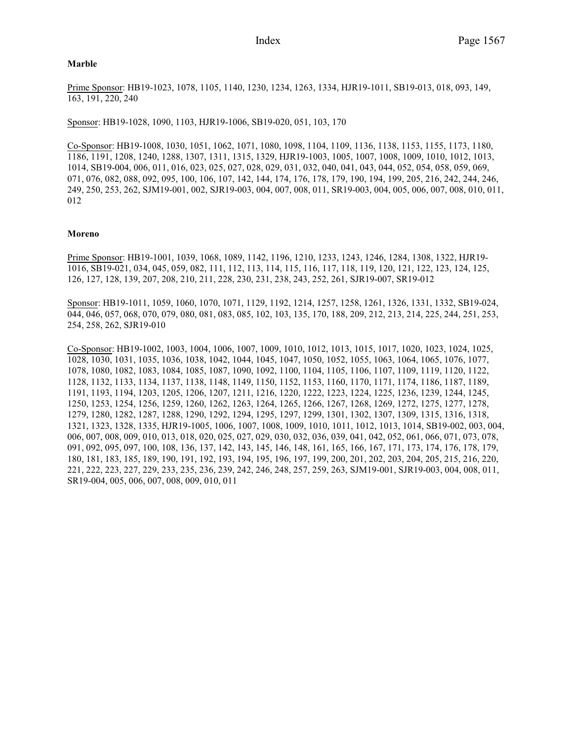**Marble**

Prime Sponsor: HB19-1023, 1078, 1105, 1140, 1230, 1234, 1263, 1334, HJR19-1011, SB19-013, 018, 093, 149, 163, 191, 220, 240

Sponsor: HB19-1028, 1090, 1103, HJR19-1006, SB19-020, 051, 103, 170

Co-Sponsor: HB19-1008, 1030, 1051, 1062, 1071, 1080, 1098, 1104, 1109, 1136, 1138, 1153, 1155, 1173, 1180, 1186, 1191, 1208, 1240, 1288, 1307, 1311, 1315, 1329, HJR19-1003, 1005, 1007, 1008, 1009, 1010, 1012, 1013, 1014, SB19-004, 006, 011, 016, 023, 025, 027, 028, 029, 031, 032, 040, 041, 043, 044, 052, 054, 058, 059, 069, 071, 076, 082, 088, 092, 095, 100, 106, 107, 142, 144, 174, 176, 178, 179, 190, 194, 199, 205, 216, 242, 244, 246, 249, 250, 253, 262, SJM19-001, 002, SJR19-003, 004, 007, 008, 011, SR19-003, 004, 005, 006, 007, 008, 010, 011, 012

**Moreno**

Prime Sponsor: HB19-1001, 1039, 1068, 1089, 1142, 1196, 1210, 1233, 1243, 1246, 1284, 1308, 1322, HJR19-1016, SB19-021, 034, 045, 059, 082, 111, 112, 113, 114, 115, 116, 117, 118, 119, 120, 121, 122, 123, 124, 125, 126, 127, 128, 139, 207, 208, 210, 211, 228, 230, 231, 238, 243, 252, 261, SJR19-007, SR19-012

Sponsor: HB19-1011, 1059, 1060, 1070, 1071, 1129, 1192, 1214, 1257, 1258, 1261, 1326, 1331, 1332, SB19-024, 044, 046, 057, 068, 070, 079, 080, 081, 083, 085, 102, 103, 135, 170, 188, 209, 212, 213, 214, 225, 244, 251, 253, 254, 258, 262, SJR19-010

Co-Sponsor: HB19-1002, 1003, 1004, 1006, 1007, 1009, 1010, 1012, 1013, 1015, 1017, 1020, 1023, 1024, 1025, 1028, 1030, 1031, 1035, 1036, 1038, 1042, 1044, 1045, 1047, 1050, 1052, 1055, 1063, 1064, 1065, 1076, 1077, 1078, 1080, 1082, 1083, 1084, 1085, 1087, 1090, 1092, 1100, 1104, 1105, 1106, 1107, 1109, 1119, 1120, 1122, 1128, 1132, 1133, 1134, 1137, 1138, 1148, 1149, 1150, 1152, 1153, 1160, 1170, 1171, 1174, 1186, 1187, 1189, 1191, 1193, 1194, 1203, 1205, 1206, 1207, 1211, 1216, 1220, 1222, 1223, 1224, 1225, 1236, 1239, 1244, 1245, 1250, 1253, 1254, 1256, 1259, 1260, 1262, 1263, 1264, 1265, 1266, 1267, 1268, 1269, 1272, 1275, 1277, 1278, 1279, 1280, 1282, 1287, 1288, 1290, 1292, 1294, 1295, 1297, 1299, 1301, 1302, 1307, 1309, 1315, 1316, 1318, 1321, 1323, 1328, 1335, HJR19-1005, 1006, 1007, 1008, 1009, 1010, 1011, 1012, 1013, 1014, SB19-002, 003, 004, 006, 007, 008, 009, 010, 013, 018, 020, 025, 027, 029, 030, 032, 036, 039, 041, 042, 052, 061, 066, 071, 073, 078, 091, 092, 095, 097, 100, 108, 136, 137, 142, 143, 145, 146, 148, 161, 165, 166, 167, 171, 173, 174, 176, 178, 179, 180, 181, 183, 185, 189, 190, 191, 192, 193, 194, 195, 196, 197, 199, 200, 201, 202, 203, 204, 205, 215, 216, 220, 221, 222, 223, 227, 229, 233, 235, 236, 239, 242, 246, 248, 257, 259, 263, SJM19-001, SJR19-003, 004, 008, 011, SR19-004, 005, 006, 007, 008, 009, 010, 011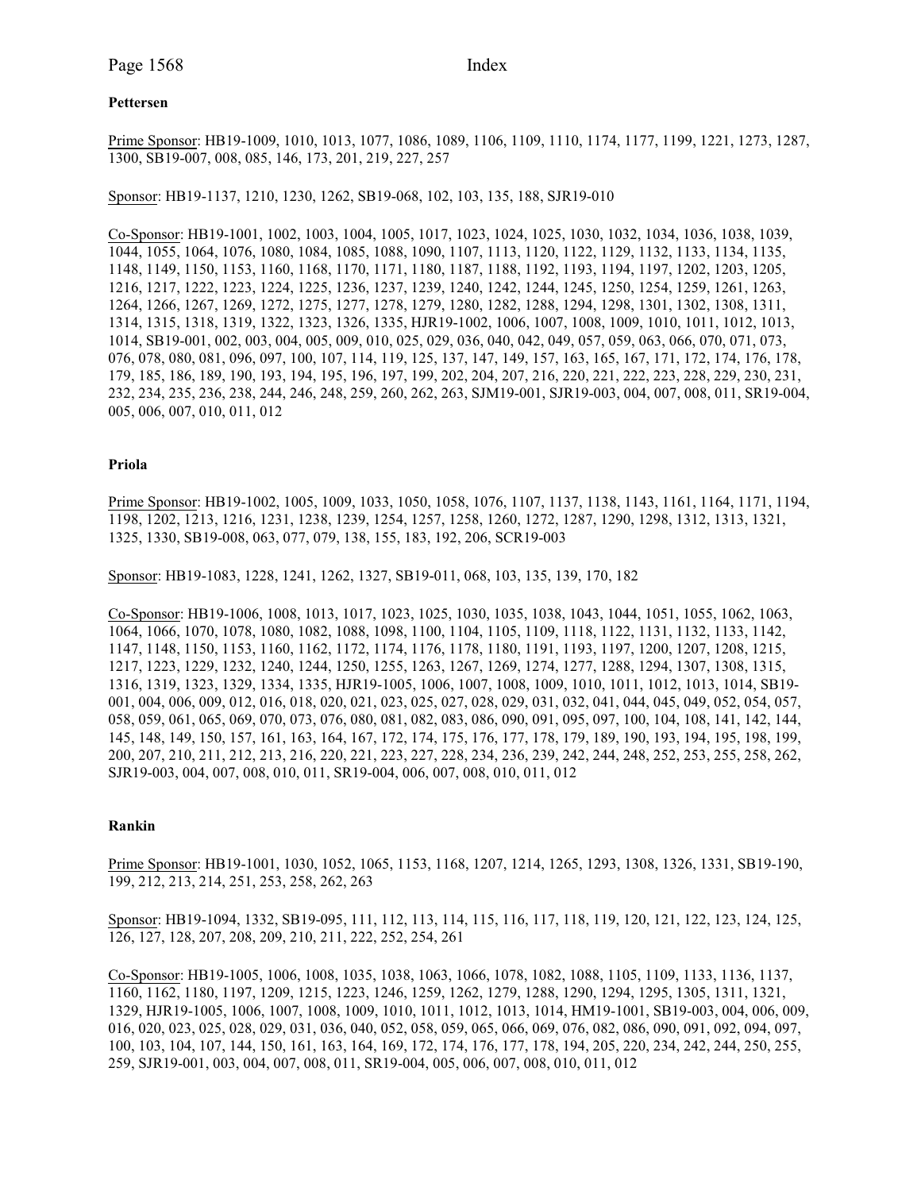**Pettersen**

Prime Sponsor: HB19-1009, 1010, 1013, 1077, 1086, 1089, 1106, 1109, 1110, 1174, 1177, 1199, 1221, 1273, 1287, 1300, SB19-007, 008, 085, 146, 173, 201, 219, 227, 257

Sponsor: HB19-1137, 1210, 1230, 1262, SB19-068, 102, 103, 135, 188, SJR19-010

Co-Sponsor: HB19-1001, 1002, 1003, 1004, 1005, 1017, 1023, 1024, 1025, 1030, 1032, 1034, 1036, 1038, 1039, 1044, 1055, 1064, 1076, 1080, 1084, 1085, 1088, 1090, 1107, 1113, 1120, 1122, 1129, 1132, 1133, 1134, 1135, 1148, 1149, 1150, 1153, 1160, 1168, 1170, 1171, 1180, 1187, 1188, 1192, 1193, 1194, 1197, 1202, 1203, 1205, 1216, 1217, 1222, 1223, 1224, 1225, 1236, 1237, 1239, 1240, 1242, 1244, 1245, 1250, 1254, 1259, 1261, 1263, 1264, 1266, 1267, 1269, 1272, 1275, 1277, 1278, 1279, 1280, 1282, 1288, 1294, 1298, 1301, 1302, 1308, 1311, 1314, 1315, 1318, 1319, 1322, 1323, 1326, 1335, HJR19-1002, 1006, 1007, 1008, 1009, 1010, 1011, 1012, 1013, 1014, SB19-001, 002, 003, 004, 005, 009, 010, 025, 029, 036, 040, 042, 049, 057, 059, 063, 066, 070, 071, 073, 076, 078, 080, 081, 096, 097, 100, 107, 114, 119, 125, 137, 147, 149, 157, 163, 165, 167, 171, 172, 174, 176, 178, 179, 185, 186, 189, 190, 193, 194, 195, 196, 197, 199, 202, 204, 207, 216, 220, 221, 222, 223, 228, 229, 230, 231, 232, 234, 235, 236, 238, 244, 246, 248, 259, 260, 262, 263, SJM19-001, SJR19-003, 004, 007, 008, 011, SR19-004, 005, 006, 007, 010, 011, 012

**Priola**

Prime Sponsor: HB19-1002, 1005, 1009, 1033, 1050, 1058, 1076, 1107, 1137, 1138, 1143, 1161, 1164, 1171, 1194, 1198, 1202, 1213, 1216, 1231, 1238, 1239, 1254, 1257, 1258, 1260, 1272, 1287, 1290, 1298, 1312, 1313, 1321, 1325, 1330, SB19-008, 063, 077, 079, 138, 155, 183, 192, 206, SCR19-003

Sponsor: HB19-1083, 1228, 1241, 1262, 1327, SB19-011, 068, 103, 135, 139, 170, 182

Co-Sponsor: HB19-1006, 1008, 1013, 1017, 1023, 1025, 1030, 1035, 1038, 1043, 1044, 1051, 1055, 1062, 1063, 1064, 1066, 1070, 1078, 1080, 1082, 1088, 1098, 1100, 1104, 1105, 1109, 1118, 1122, 1131, 1132, 1133, 1142, 1147, 1148, 1150, 1153, 1160, 1162, 1172, 1174, 1176, 1178, 1180, 1191, 1193, 1197, 1200, 1207, 1208, 1215, 1217, 1223, 1229, 1232, 1240, 1244, 1250, 1255, 1263, 1267, 1269, 1274, 1277, 1288, 1294, 1307, 1308, 1315, 1316, 1319, 1323, 1329, 1334, 1335, HJR19-1005, 1006, 1007, 1008, 1009, 1010, 1011, 1012, 1013, 1014, SB19-001, 004, 006, 009, 012, 016, 018, 020, 021, 023, 025, 027, 028, 029, 031, 032, 041, 044, 045, 049, 052, 054, 057, 058, 059, 061, 065, 069, 070, 073, 076, 080, 081, 082, 083, 086, 090, 091, 095, 097, 100, 104, 108, 141, 142, 144, 145, 148, 149, 150, 157, 161, 163, 164, 167, 172, 174, 175, 176, 177, 178, 179, 189, 190, 193, 194, 195, 198, 199, 200, 207, 210, 211, 212, 213, 216, 220, 221, 223, 227, 228, 234, 236, 239, 242, 244, 248, 252, 253, 255, 258, 262, SJR19-003, 004, 007, 008, 010, 011, SR19-004, 006, 007, 008, 010, 011, 012

**Rankin**

Prime Sponsor: HB19-1001, 1030, 1052, 1065, 1153, 1168, 1207, 1214, 1265, 1293, 1308, 1326, 1331, SB19-190, 199, 212, 213, 214, 251, 253, 258, 262, 263

Sponsor: HB19-1094, 1332, SB19-095, 111, 112, 113, 114, 115, 116, 117, 118, 119, 120, 121, 122, 123, 124, 125, 126, 127, 128, 207, 208, 209, 210, 211, 222, 252, 254, 261

Co-Sponsor: HB19-1005, 1006, 1008, 1035, 1038, 1063, 1066, 1078, 1082, 1088, 1105, 1109, 1133, 1136, 1137, 1160, 1162, 1180, 1197, 1209, 1215, 1223, 1246, 1259, 1262, 1279, 1288, 1290, 1294, 1295, 1305, 1311, 1321, 1329, HJR19-1005, 1006, 1007, 1008, 1009, 1010, 1011, 1012, 1013, 1014, HM19-1001, SB19-003, 004, 006, 009, 016, 020, 023, 025, 028, 029, 031, 036, 040, 052, 058, 059, 065, 066, 069, 076, 082, 086, 090, 091, 092, 094, 097, 100, 103, 104, 107, 144, 150, 161, 163, 164, 169, 172, 174, 176, 177, 178, 194, 205, 220, 234, 242, 244, 250, 255, 259, SJR19-001, 003, 004, 007, 008, 011, SR19-004, 005, 006, 007, 008, 010, 011, 012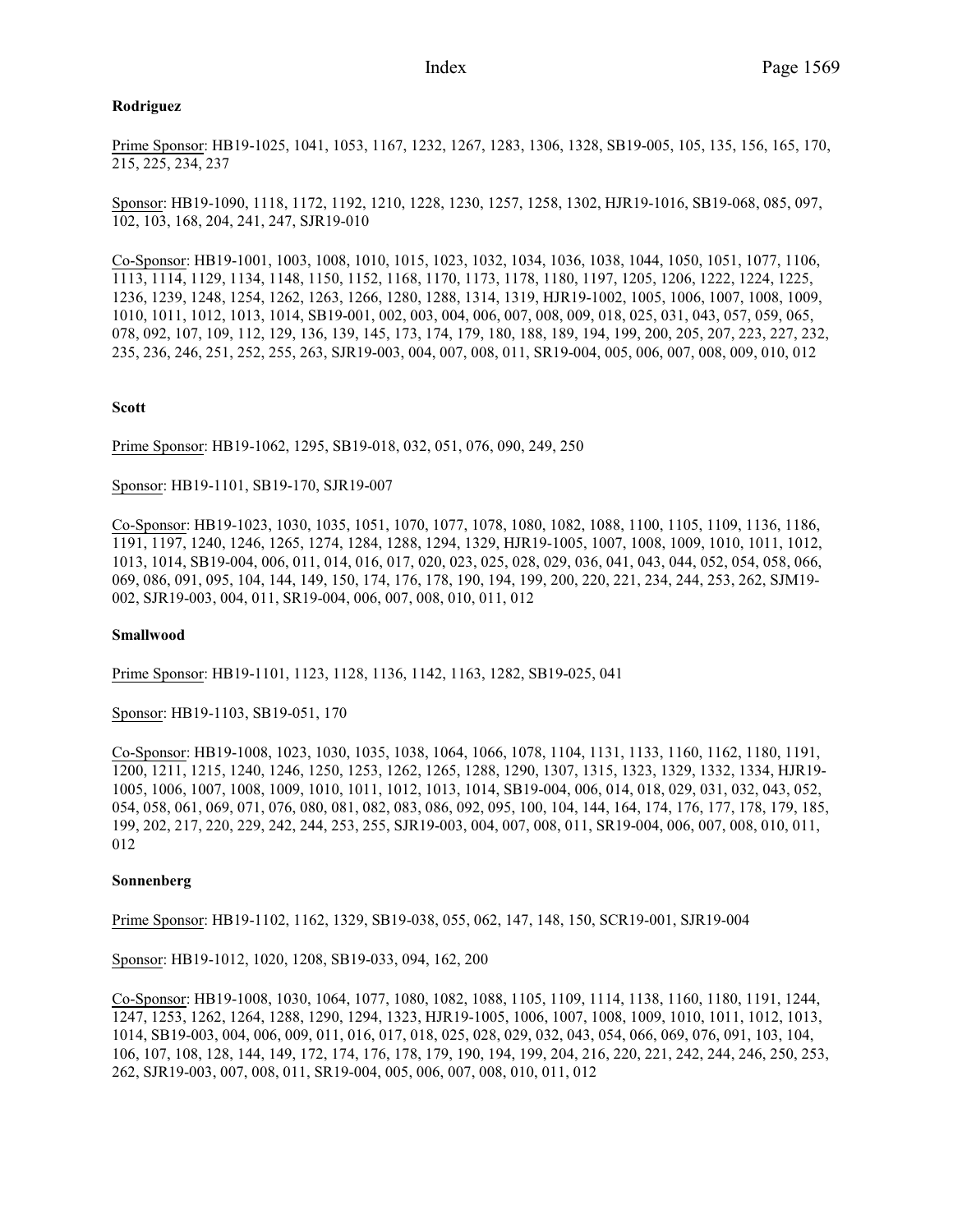**Rodriguez**

Prime Sponsor: HB19-1025, 1041, 1053, 1167, 1232, 1267, 1283, 1306, 1328, SB19-005, 105, 135, 156, 165, 170, 215, 225, 234, 237

Sponsor: HB19-1090, 1118, 1172, 1192, 1210, 1228, 1230, 1257, 1258, 1302, HJR19-1016, SB19-068, 085, 097, 102, 103, 168, 204, 241, 247, SJR19-010

Co-Sponsor: HB19-1001, 1003, 1008, 1010, 1015, 1023, 1032, 1034, 1036, 1038, 1044, 1050, 1051, 1077, 1106, 1113, 1114, 1129, 1134, 1148, 1150, 1152, 1168, 1170, 1173, 1178, 1180, 1197, 1205, 1206, 1222, 1224, 1225, 1236, 1239, 1248, 1254, 1262, 1263, 1266, 1280, 1288, 1314, 1319, HJR19-1002, 1005, 1006, 1007, 1008, 1009, 1010, 1011, 1012, 1013, 1014, SB19-001, 002, 003, 004, 006, 007, 008, 009, 018, 025, 031, 043, 057, 059, 065, 078, 092, 107, 109, 112, 129, 136, 139, 145, 173, 174, 179, 180, 188, 189, 194, 199, 200, 205, 207, 223, 227, 232, 235, 236, 246, 251, 252, 255, 263, SJR19-003, 004, 007, 008, 011, SR19-004, 005, 006, 007, 008, 009, 010, 012

**Scott**

Prime Sponsor: HB19-1062, 1295, SB19-018, 032, 051, 076, 090, 249, 250

Sponsor: HB19-1101, SB19-170, SJR19-007

Co-Sponsor: HB19-1023, 1030, 1035, 1051, 1070, 1077, 1078, 1080, 1082, 1088, 1100, 1105, 1109, 1136, 1186, 1191, 1197, 1240, 1246, 1265, 1274, 1284, 1288, 1294, 1329, HJR19-1005, 1007, 1008, 1009, 1010, 1011, 1012, 1013, 1014, SB19-004, 006, 011, 014, 016, 017, 020, 023, 025, 028, 029, 036, 041, 043, 044, 052, 054, 058, 066, 069, 086, 091, 095, 104, 144, 149, 150, 174, 176, 178, 190, 194, 199, 200, 220, 221, 234, 244, 253, 262, SJM19-002, SJR19-003, 004, 011, SR19-004, 006, 007, 008, 010, 011, 012

**Smallwood**

Prime Sponsor: HB19-1101, 1123, 1128, 1136, 1142, 1163, 1282, SB19-025, 041

Sponsor: HB19-1103, SB19-051, 170

Co-Sponsor: HB19-1008, 1023, 1030, 1035, 1038, 1064, 1066, 1078, 1104, 1131, 1133, 1160, 1162, 1180, 1191, 1200, 1211, 1215, 1240, 1246, 1250, 1253, 1262, 1265, 1288, 1290, 1307, 1315, 1323, 1329, 1332, 1334, HJR19-1005, 1006, 1007, 1008, 1009, 1010, 1011, 1012, 1013, 1014, SB19-004, 006, 014, 018, 029, 031, 032, 043, 052, 054, 058, 061, 069, 071, 076, 080, 081, 082, 083, 086, 092, 095, 100, 104, 144, 164, 174, 176, 177, 178, 179, 185, 199, 202, 217, 220, 229, 242, 244, 253, 255, SJR19-003, 004, 007, 008, 011, SR19-004, 006, 007, 008, 010, 011, 012

**Sonnenberg**

Prime Sponsor: HB19-1102, 1162, 1329, SB19-038, 055, 062, 147, 148, 150, SCR19-001, SJR19-004

Sponsor: HB19-1012, 1020, 1208, SB19-033, 094, 162, 200

Co-Sponsor: HB19-1008, 1030, 1064, 1077, 1080, 1082, 1088, 1105, 1109, 1114, 1138, 1160, 1180, 1191, 1244, 1247, 1253, 1262, 1264, 1288, 1290, 1294, 1323, HJR19-1005, 1006, 1007, 1008, 1009, 1010, 1011, 1012, 1013, 1014, SB19-003, 004, 006, 009, 011, 016, 017, 018, 025, 028, 029, 032, 043, 054, 066, 069, 076, 091, 103, 104, 106, 107, 108, 128, 144, 149, 172, 174, 176, 178, 179, 190, 194, 199, 204, 216, 220, 221, 242, 244, 246, 250, 253, 262, SJR19-003, 007, 008, 011, SR19-004, 005, 006, 007, 008, 010, 011, 012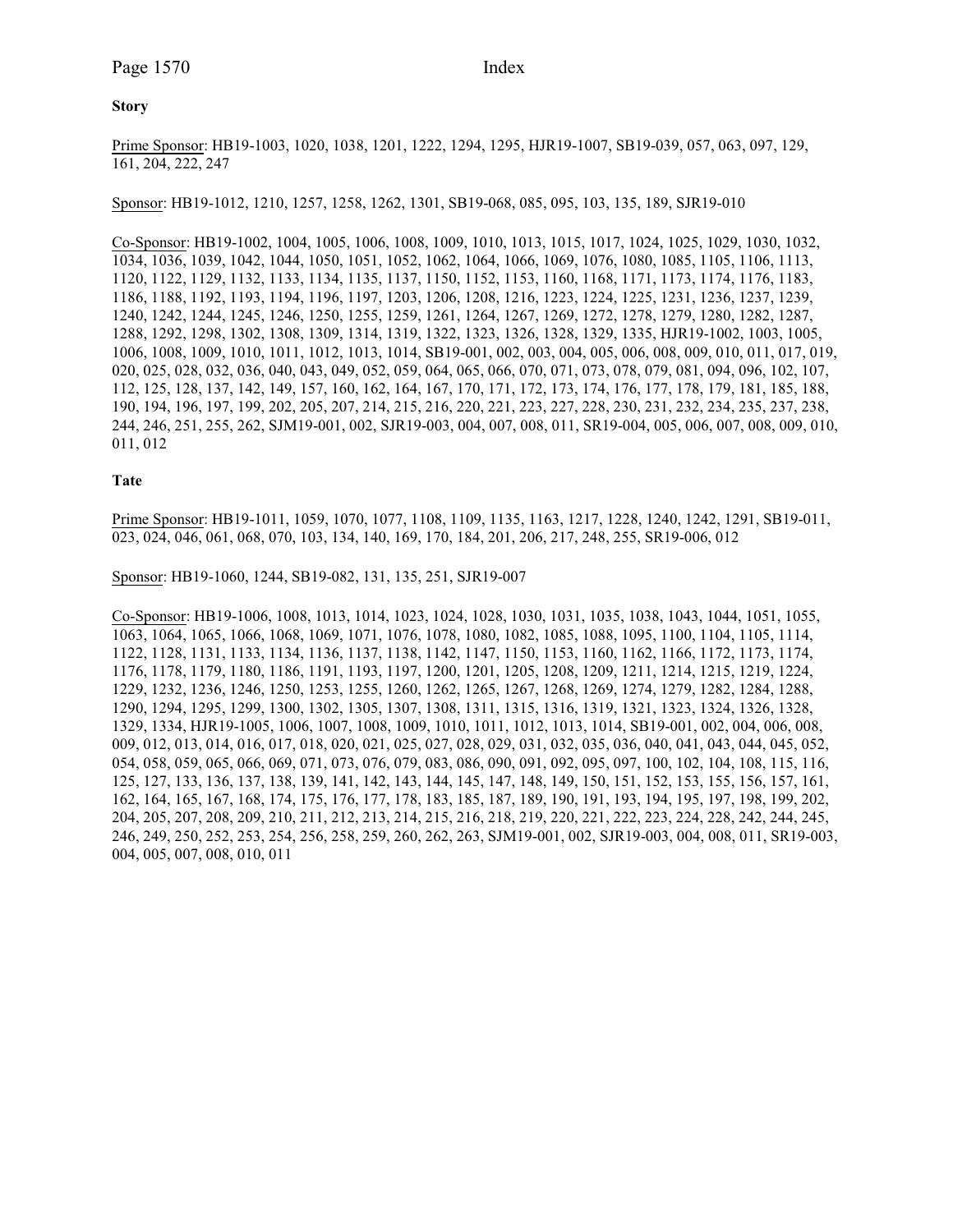**Story**

Prime Sponsor: HB19-1003, 1020, 1038, 1201, 1222, 1294, 1295, HJR19-1007, SB19-039, 057, 063, 097, 129, 161, 204, 222, 247

Sponsor: HB19-1012, 1210, 1257, 1258, 1262, 1301, SB19-068, 085, 095, 103, 135, 189, SJR19-010

Co-Sponsor: HB19-1002, 1004, 1005, 1006, 1008, 1009, 1010, 1013, 1015, 1017, 1024, 1025, 1029, 1030, 1032, 1034, 1036, 1039, 1042, 1044, 1050, 1051, 1052, 1062, 1064, 1066, 1069, 1076, 1080, 1085, 1105, 1106, 1113, 1120, 1122, 1129, 1132, 1133, 1134, 1135, 1137, 1150, 1152, 1153, 1160, 1168, 1171, 1173, 1174, 1176, 1183, 1186, 1188, 1192, 1193, 1194, 1196, 1197, 1203, 1206, 1208, 1216, 1223, 1224, 1225, 1231, 1236, 1237, 1239, 1240, 1242, 1244, 1245, 1246, 1250, 1255, 1259, 1261, 1264, 1267, 1269, 1272, 1278, 1279, 1280, 1282, 1287, 1288, 1292, 1298, 1302, 1308, 1309, 1314, 1319, 1322, 1323, 1326, 1328, 1329, 1335, HJR19-1002, 1003, 1005, 1006, 1008, 1009, 1010, 1011, 1012, 1013, 1014, SB19-001, 002, 003, 004, 005, 006, 008, 009, 010, 011, 017, 019, 020, 025, 028, 032, 036, 040, 043, 049, 052, 059, 064, 065, 066, 070, 071, 073, 078, 079, 081, 094, 096, 102, 107, 112, 125, 128, 137, 142, 149, 157, 160, 162, 164, 167, 170, 171, 172, 173, 174, 176, 177, 178, 179, 181, 185, 188, 190, 194, 196, 197, 199, 202, 205, 207, 214, 215, 216, 220, 221, 223, 227, 228, 230, 231, 232, 234, 235, 237, 238, 244, 246, 251, 255, 262, SJM19-001, 002, SJR19-003, 004, 007, 008, 011, SR19-004, 005, 006, 007, 008, 009, 010, 011, 012

**Tate**

Prime Sponsor: HB19-1011, 1059, 1070, 1077, 1108, 1109, 1135, 1163, 1217, 1228, 1240, 1242, 1291, SB19-011, 023, 024, 046, 061, 068, 070, 103, 134, 140, 169, 170, 184, 201, 206, 217, 248, 255, SR19-006, 012

Sponsor: HB19-1060, 1244, SB19-082, 131, 135, 251, SJR19-007

Co-Sponsor: HB19-1006, 1008, 1013, 1014, 1023, 1024, 1028, 1030, 1031, 1035, 1038, 1043, 1044, 1051, 1055, 1063, 1064, 1065, 1066, 1068, 1069, 1071, 1076, 1078, 1080, 1082, 1085, 1088, 1095, 1100, 1104, 1105, 1114, 1122, 1128, 1131, 1133, 1134, 1136, 1137, 1138, 1142, 1147, 1150, 1153, 1160, 1162, 1166, 1172, 1173, 1174, 1176, 1178, 1179, 1180, 1186, 1191, 1193, 1197, 1200, 1201, 1205, 1208, 1209, 1211, 1214, 1215, 1219, 1224, 1229, 1232, 1236, 1246, 1250, 1253, 1255, 1260, 1262, 1265, 1267, 1268, 1269, 1274, 1279, 1282, 1284, 1288, 1290, 1294, 1295, 1299, 1300, 1302, 1305, 1307, 1308, 1311, 1315, 1316, 1319, 1321, 1323, 1324, 1326, 1328, 1329, 1334, HJR19-1005, 1006, 1007, 1008, 1009, 1010, 1011, 1012, 1013, 1014, SB19-001, 002, 004, 006, 008, 009, 012, 013, 014, 016, 017, 018, 020, 021, 025, 027, 028, 029, 031, 032, 035, 036, 040, 041, 043, 044, 045, 052, 054, 058, 059, 065, 066, 069, 071, 073, 076, 079, 083, 086, 090, 091, 092, 095, 097, 100, 102, 104, 108, 115, 116, 125, 127, 133, 136, 137, 138, 139, 141, 142, 143, 144, 145, 147, 148, 149, 150, 151, 152, 153, 155, 156, 157, 161, 162, 164, 165, 167, 168, 174, 175, 176, 177, 178, 183, 185, 187, 189, 190, 191, 193, 194, 195, 197, 198, 199, 202, 204, 205, 207, 208, 209, 210, 211, 212, 213, 214, 215, 216, 218, 219, 220, 221, 222, 223, 224, 228, 242, 244, 245, 246, 249, 250, 252, 253, 254, 256, 258, 259, 260, 262, 263, SJM19-001, 002, SJR19-003, 004, 008, 011, SR19-003, 004, 005, 007, 008, 010, 011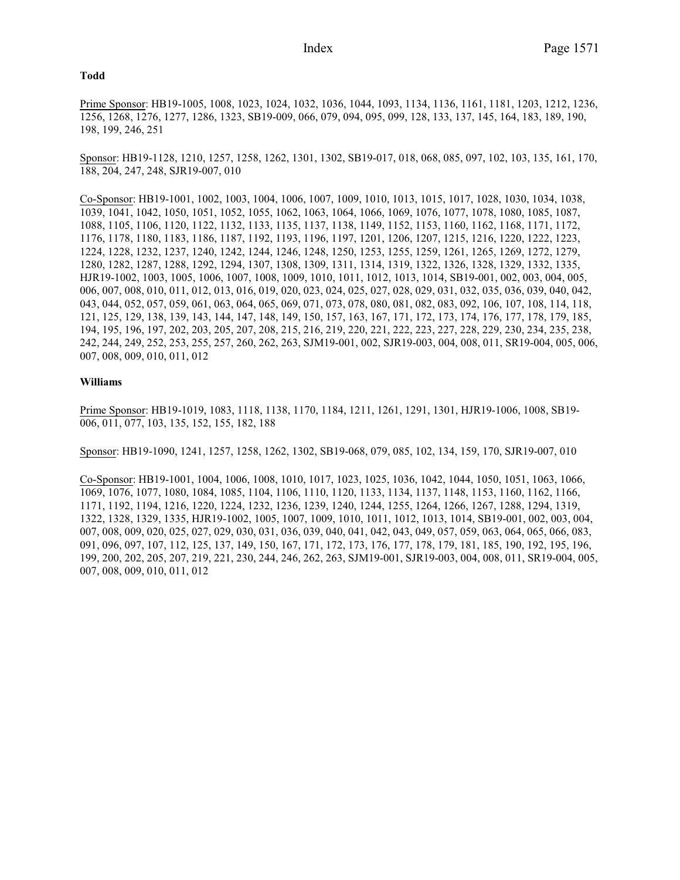**Todd**

Prime Sponsor: HB19-1005, 1008, 1023, 1024, 1032, 1036, 1044, 1093, 1134, 1136, 1161, 1181, 1203, 1212, 1236, 1256, 1268, 1276, 1277, 1286, 1323, SB19-009, 066, 079, 094, 095, 099, 128, 133, 137, 145, 164, 183, 189, 190, 198, 199, 246, 251

Sponsor: HB19-1128, 1210, 1257, 1258, 1262, 1301, 1302, SB19-017, 018, 068, 085, 097, 102, 103, 135, 161, 170, 188, 204, 247, 248, SJR19-007, 010

Co-Sponsor: HB19-1001, 1002, 1003, 1004, 1006, 1007, 1009, 1010, 1013, 1015, 1017, 1028, 1030, 1034, 1038, 1039, 1041, 1042, 1050, 1051, 1052, 1055, 1062, 1063, 1064, 1066, 1069, 1076, 1077, 1078, 1080, 1085, 1087, 1088, 1105, 1106, 1120, 1122, 1132, 1133, 1135, 1137, 1138, 1149, 1152, 1153, 1160, 1162, 1168, 1171, 1172, 1176, 1178, 1180, 1183, 1186, 1187, 1192, 1193, 1196, 1197, 1201, 1206, 1207, 1215, 1216, 1220, 1222, 1223, 1224, 1228, 1232, 1237, 1240, 1242, 1244, 1246, 1248, 1250, 1253, 1255, 1259, 1261, 1265, 1269, 1272, 1279, 1280, 1282, 1287, 1288, 1292, 1294, 1307, 1308, 1309, 1311, 1314, 1319, 1322, 1326, 1328, 1329, 1332, 1335, HJR19-1002, 1003, 1005, 1006, 1007, 1008, 1009, 1010, 1011, 1012, 1013, 1014, SB19-001, 002, 003, 004, 005, 006, 007, 008, 010, 011, 012, 013, 016, 019, 020, 023, 024, 025, 027, 028, 029, 031, 032, 035, 036, 039, 040, 042, 043, 044, 052, 057, 059, 061, 063, 064, 065, 069, 071, 073, 078, 080, 081, 082, 083, 092, 106, 107, 108, 114, 118, 121, 125, 129, 138, 139, 143, 144, 147, 148, 149, 150, 157, 163, 167, 171, 172, 173, 174, 176, 177, 178, 179, 185, 194, 195, 196, 197, 202, 203, 205, 207, 208, 215, 216, 219, 220, 221, 222, 223, 227, 228, 229, 230, 234, 235, 238, 242, 244, 249, 252, 253, 255, 257, 260, 262, 263, SJM19-001, 002, SJR19-003, 004, 008, 011, SR19-004, 005, 006, 007, 008, 009, 010, 011, 012

**Williams**

Prime Sponsor: HB19-1019, 1083, 1118, 1138, 1170, 1184, 1211, 1261, 1291, 1301, HJR19-1006, 1008, SB19-006, 011, 077, 103, 135, 152, 155, 182, 188

Sponsor: HB19-1090, 1241, 1257, 1258, 1262, 1302, SB19-068, 079, 085, 102, 134, 159, 170, SJR19-007, 010

Co-Sponsor: HB19-1001, 1004, 1006, 1008, 1010, 1017, 1023, 1025, 1036, 1042, 1044, 1050, 1051, 1063, 1066, 1069, 1076, 1077, 1080, 1084, 1085, 1104, 1106, 1110, 1120, 1133, 1134, 1137, 1148, 1153, 1160, 1162, 1166, 1171, 1192, 1194, 1216, 1220, 1224, 1232, 1236, 1239, 1240, 1244, 1255, 1264, 1266, 1267, 1288, 1294, 1319, 1322, 1328, 1329, 1335, HJR19-1002, 1005, 1007, 1009, 1010, 1011, 1012, 1013, 1014, SB19-001, 002, 003, 004, 007, 008, 009, 020, 025, 027, 029, 030, 031, 036, 039, 040, 041, 042, 043, 049, 057, 059, 063, 064, 065, 066, 083, 091, 096, 097, 107, 112, 125, 137, 149, 150, 167, 171, 172, 173, 176, 177, 178, 179, 181, 185, 190, 192, 195, 196, 199, 200, 202, 205, 207, 219, 221, 230, 244, 246, 262, 263, SJM19-001, SJR19-003, 004, 008, 011, SR19-004, 005, 007, 008, 009, 010, 011, 012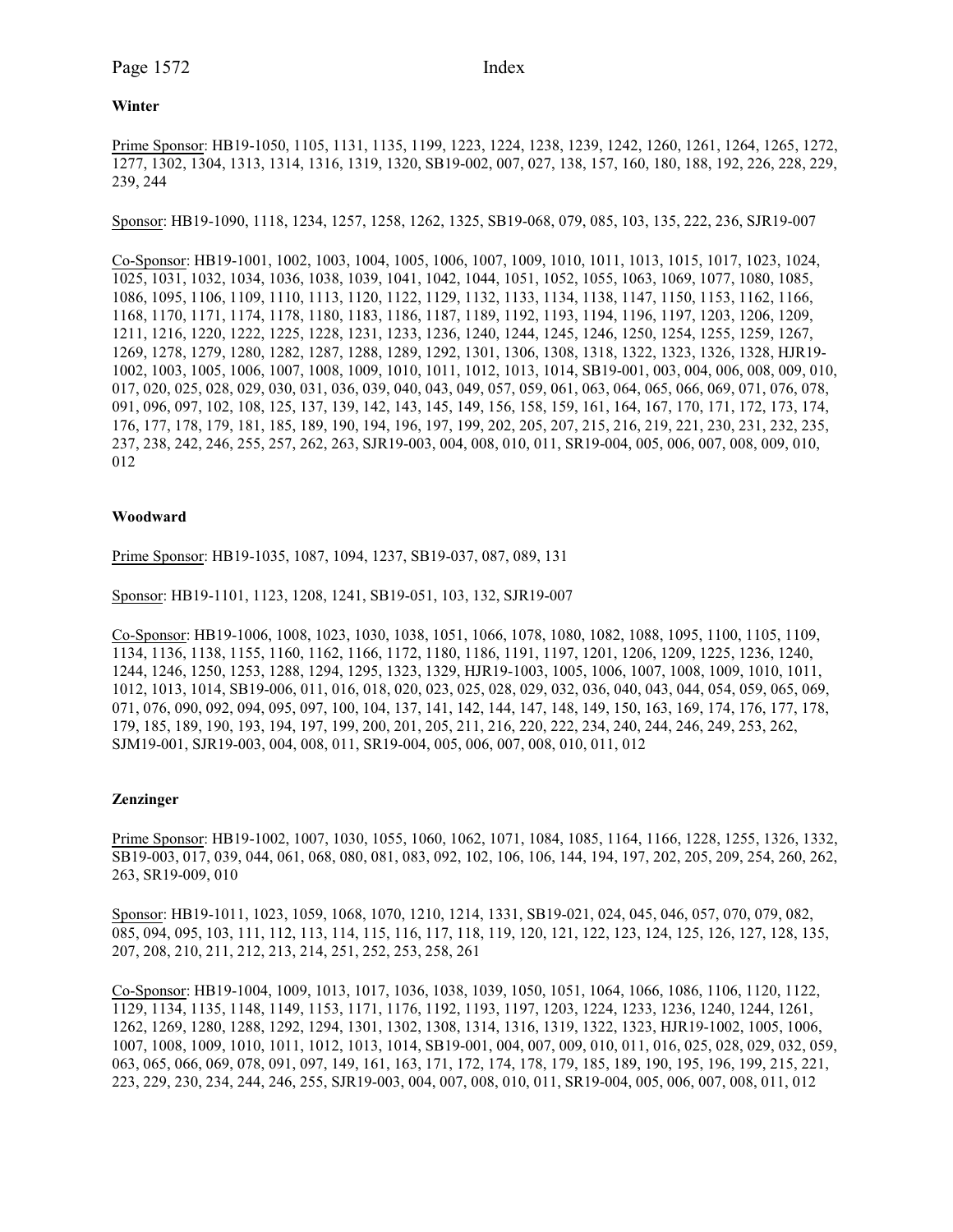**Winter**

<u>Prime Sponsor</u>: HB19-1050, 1105, 1131, 1135, 1199, 1223, 1224, 1238, 1239, 1242, 1260, 1261, 1264, 1265, 1272, 1277, 1302, 1304, 1313, 1314, 1316, 1319, 1320, SB19-002, 007, 027, 138, 157, 160, 180, 188, 192, 226, 228, 229, 239, 244

<u>Sponsor</u>: HB19-1090, 1118, 1234, 1257, 1258, 1262, 1325, SB19-068, 079, 085, 103, 135, 222, 236, SJR19-007

<u>Co-Sponsor</u>: HB19-1001, 1002, 1003, 1004, 1005, 1006, 1007, 1009, 1010, 1011, 1013, 1015, 1017, 1023, 1024, 1025, 1031, 1032, 1034, 1036, 1038, 1039, 1041, 1042, 1044, 1051, 1052, 1055, 1063, 1069, 1077, 1080, 1085, 1086, 1095, 1106, 1109, 1110, 1113, 1120, 1122, 1129, 1132, 1133, 1134, 1138, 1147, 1150, 1153, 1162, 1166, 1168, 1170, 1171, 1174, 1178, 1180, 1183, 1186, 1187, 1189, 1192, 1193, 1194, 1196, 1197, 1203, 1206, 1209, 1211, 1216, 1220, 1222, 1225, 1228, 1231, 1233, 1236, 1240, 1244, 1245, 1246, 1250, 1254, 1255, 1259, 1267, 1269, 1278, 1279, 1280, 1282, 1287, 1288, 1289, 1292, 1301, 1306, 1308, 1318, 1322, 1323, 1326, 1328, HJR19-1002, 1003, 1005, 1006, 1007, 1008, 1009, 1010, 1011, 1012, 1013, 1014, SB19-001, 003, 004, 006, 008, 009, 010, 017, 020, 025, 028, 029, 030, 031, 036, 039, 040, 043, 049, 057, 059, 061, 063, 064, 065, 066, 069, 071, 076, 078, 091, 096, 097, 102, 108, 125, 137, 139, 142, 143, 145, 149, 156, 158, 159, 161, 164, 167, 170, 171, 172, 173, 174, 176, 177, 178, 179, 181, 185, 189, 190, 194, 196, 197, 199, 202, 205, 207, 215, 216, 219, 221, 230, 231, 232, 235, 237, 238, 242, 246, 255, 257, 262, 263, SJR19-003, 004, 008, 010, 011, SR19-004, 005, 006, 007, 008, 009, 010, 012

**Woodward**

<u>Prime Sponsor</u>: HB19-1035, 1087, 1094, 1237, SB19-037, 087, 089, 131

<u>Sponsor</u>: HB19-1101, 1123, 1208, 1241, SB19-051, 103, 132, SJR19-007

<u>Co-Sponsor</u>: HB19-1006, 1008, 1023, 1030, 1038, 1051, 1066, 1078, 1080, 1082, 1088, 1095, 1100, 1105, 1109, 1134, 1136, 1138, 1155, 1160, 1162, 1166, 1172, 1180, 1186, 1191, 1197, 1201, 1206, 1209, 1225, 1236, 1240, 1244, 1246, 1250, 1253, 1288, 1294, 1295, 1323, 1329, HJR19-1003, 1005, 1006, 1007, 1008, 1009, 1010, 1011, 1012, 1013, 1014, SB19-006, 011, 016, 018, 020, 023, 025, 028, 029, 032, 036, 040, 043, 044, 054, 059, 065, 069, 071, 076, 090, 092, 094, 095, 097, 100, 104, 137, 141, 142, 144, 147, 148, 149, 150, 163, 169, 174, 176, 177, 178, 179, 185, 189, 190, 193, 194, 197, 199, 200, 201, 205, 211, 216, 220, 222, 234, 240, 244, 246, 249, 253, 262, SJM19-001, SJR19-003, 004, 008, 011, SR19-004, 005, 006, 007, 008, 010, 011, 012

**Zenzinger**

<u>Prime Sponsor</u>: HB19-1002, 1007, 1030, 1055, 1060, 1062, 1071, 1084, 1085, 1164, 1166, 1228, 1255, 1326, 1332, SB19-003, 017, 039, 044, 061, 068, 080, 081, 083, 092, 102, 106, 106, 144, 194, 197, 202, 205, 209, 254, 260, 262, 263, SR19-009, 010

<u>Sponsor</u>: HB19-1011, 1023, 1059, 1068, 1070, 1210, 1214, 1331, SB19-021, 024, 045, 046, 057, 070, 079, 082, 085, 094, 095, 103, 111, 112, 113, 114, 115, 116, 117, 118, 119, 120, 121, 122, 123, 124, 125, 126, 127, 128, 135, 207, 208, 210, 211, 212, 213, 214, 251, 252, 253, 258, 261

<u>Co-Sponsor</u>: HB19-1004, 1009, 1013, 1017, 1036, 1038, 1039, 1050, 1051, 1064, 1066, 1086, 1106, 1120, 1122, 1129, 1134, 1135, 1148, 1149, 1153, 1171, 1176, 1192, 1193, 1197, 1203, 1224, 1233, 1236, 1240, 1244, 1261, 1262, 1269, 1280, 1288, 1292, 1294, 1301, 1302, 1308, 1314, 1316, 1319, 1322, 1323, HJR19-1002, 1005, 1006, 1007, 1008, 1009, 1010, 1011, 1012, 1013, 1014, SB19-001, 004, 007, 009, 010, 011, 016, 025, 028, 029, 032, 059, 063, 065, 066, 069, 078, 091, 097, 149, 161, 163, 171, 172, 174, 178, 179, 185, 189, 190, 195, 196, 199, 215, 221, 223, 229, 230, 234, 244, 246, 255, SJR19-003, 004, 007, 008, 010, 011, SR19-004, 005, 006, 007, 008, 011, 012